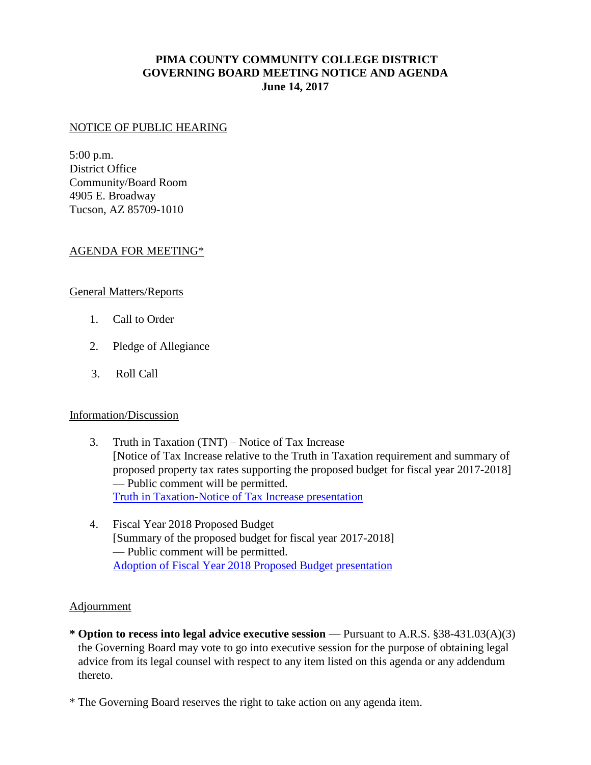**PIMA COUNTY COMMUNITY COLLEGE DISTRICT**
**GOVERNING BOARD MEETING NOTICE AND AGENDA**
**June 14, 2017**

NOTICE OF PUBLIC HEARING

5:00 p.m.
District Office
Community/Board Room
4905 E. Broadway
Tucson, AZ 85709-1010

AGENDA FOR MEETING*

General Matters/Reports

1. Call to Order
2. Pledge of Allegiance
3. Roll Call

Information/Discussion

3. Truth in Taxation (TNT) – Notice of Tax Increase
[Notice of Tax Increase relative to the Truth in Taxation requirement and summary of proposed property tax rates supporting the proposed budget for fiscal year 2017-2018]
— Public comment will be permitted.
Truth in Taxation-Notice of Tax Increase presentation

4. Fiscal Year 2018 Proposed Budget
[Summary of the proposed budget for fiscal year 2017-2018]
— Public comment will be permitted.
Adoption of Fiscal Year 2018 Proposed Budget presentation

Adjournment

\* **Option to recess into legal advice executive session** — Pursuant to A.R.S. §38-431.03(A)(3) the Governing Board may vote to go into executive session for the purpose of obtaining legal advice from its legal counsel with respect to any item listed on this agenda or any addendum thereto.

\* The Governing Board reserves the right to take action on any agenda item.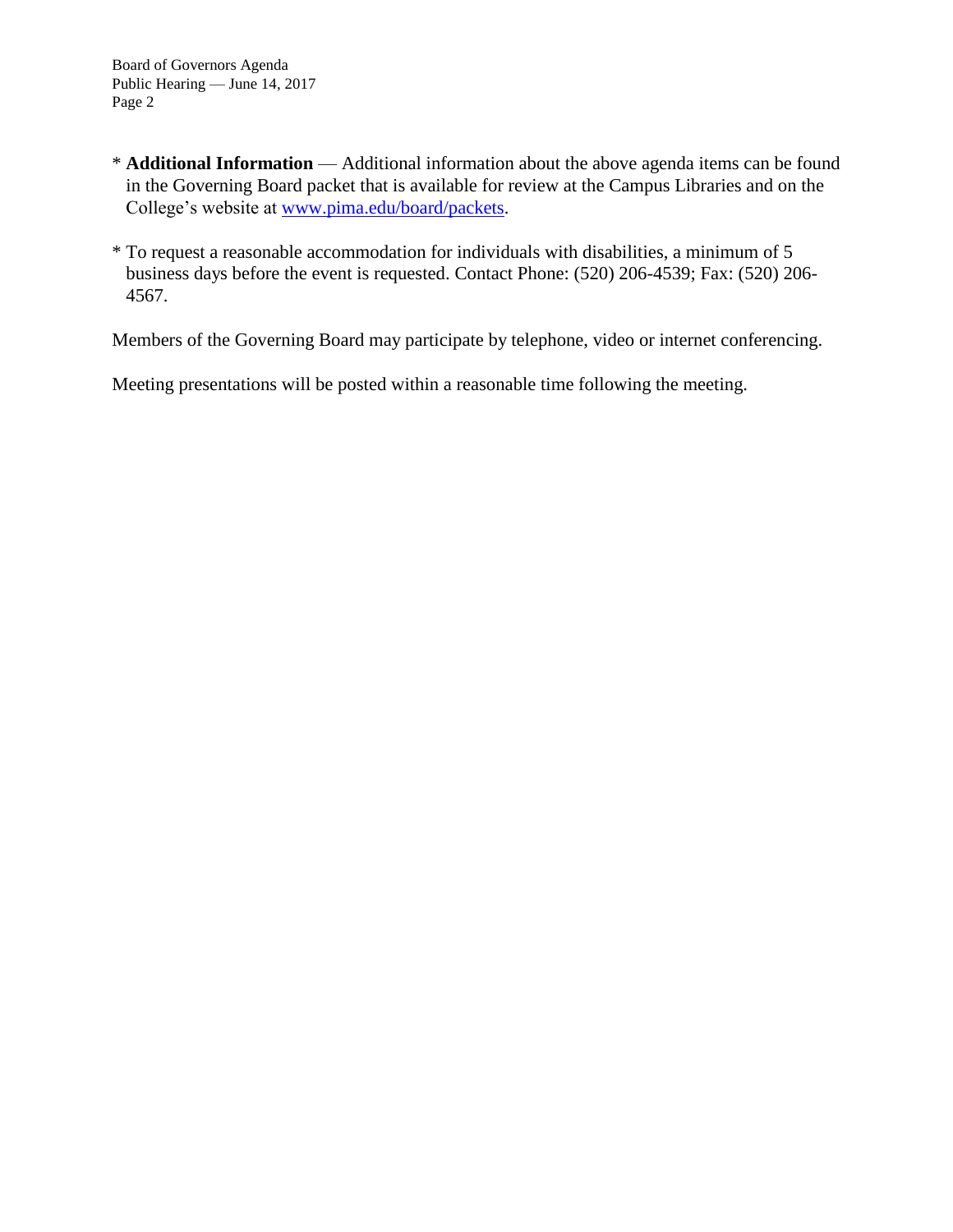* **Additional Information** — Additional information about the above agenda items can be found in the Governing Board packet that is available for review at the Campus Libraries and on the College's website at [www.pima.edu/board/packets](http://www.pima.edu/board/packets).

* To request a reasonable accommodation for individuals with disabilities, a minimum of 5 business days before the event is requested. Contact Phone: (520) 206-4539; Fax: (520) 206-4567.

Members of the Governing Board may participate by telephone, video or internet conferencing.

Meeting presentations will be posted within a reasonable time following the meeting.